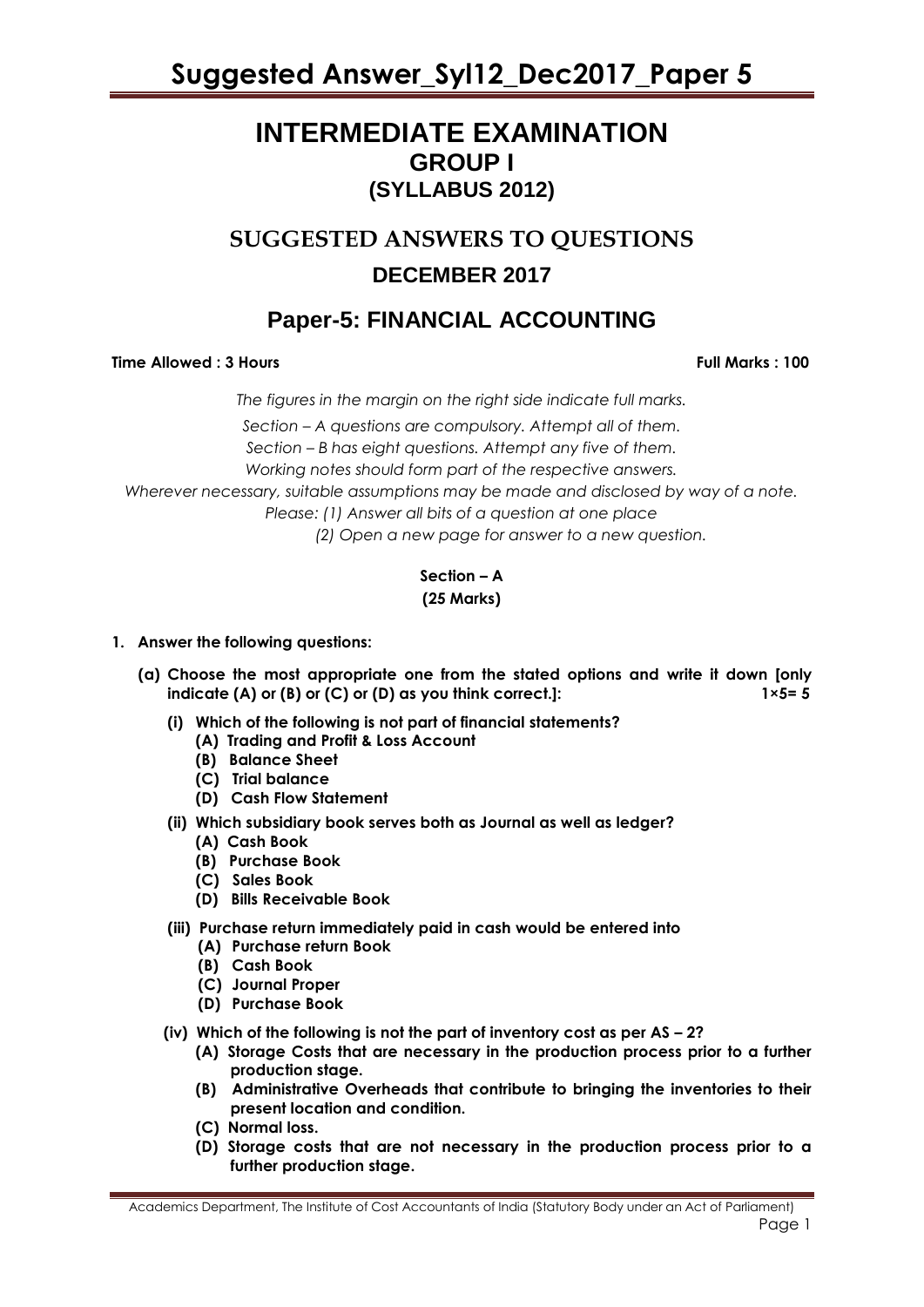# INTERMEDIATE EXAMINATION

## GROUP I

## (SYLLABUS 2012)

## SUGGESTED ANSWERS TO QUESTIONS

## DECEMBER 2017

## Paper-5: FINANCIAL ACCOUNTING

**Time Allowed : 3 Hours** **Full Marks : 100**

*The figures in the margin on the right side indicate full marks.*

*Section – A questions are compulsory. Attempt all of them.*

*Section – B has eight questions. Attempt any five of them.*

*Working notes should form part of the respective answers.*

*Wherever necessary, suitable assumptions may be made and disclosed by way of a note.*

*Please: (1) Answer all bits of a question at one place*

*(2) Open a new page for answer to a new question.*

**Section – A**

**(25 Marks)**

**1. Answer the following questions:**

**(a) Choose the most appropriate one from the stated options and write it down [only indicate (A) or (B) or (C) or (D) as you think correct.]: 1×5= 5**

**(i) Which of the following is not part of financial statements?**
- **(A) Trading and Profit & Loss Account**
- **(B) Balance Sheet**
- **(C) Trial balance**
- **(D) Cash Flow Statement**

**(ii) Which subsidiary book serves both as Journal as well as ledger?**
- **(A) Cash Book**
- **(B) Purchase Book**
- **(C) Sales Book**
- **(D) Bills Receivable Book**

**(iii) Purchase return immediately paid in cash would be entered into**
- **(A) Purchase return Book**
- **(B) Cash Book**
- **(C) Journal Proper**
- **(D) Purchase Book**

**(iv) Which of the following is not the part of inventory cost as per AS – 2?**
- **(A) Storage Costs that are necessary in the production process prior to a further production stage.**
- **(B) Administrative Overheads that contribute to bringing the inventories to their present location and condition.**
- **(C) Normal loss.**
- **(D) Storage costs that are not necessary in the production process prior to a further production stage.**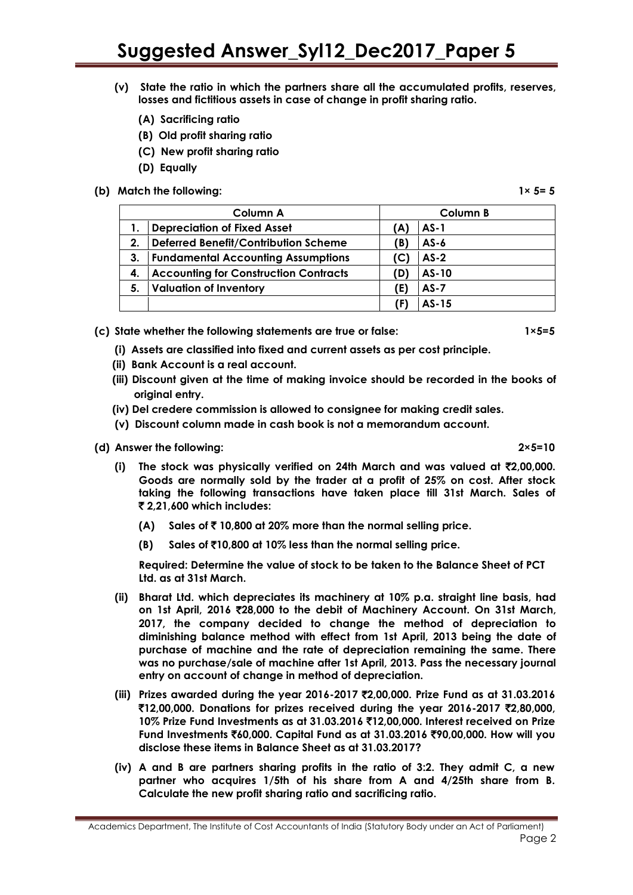**(v) State the ratio in which the partners share all the accumulated profits, reserves, losses and fictitious assets in case of change in profit sharing ratio.**

**(A) Sacrificing ratio**

**(B) Old profit sharing ratio**

**(C) New profit sharing ratio**

**(D) Equally**

**(b) Match the following: 1× 5= 5**

| | Column A | | Column B |
|---|---|---|---|
| 1. | Depreciation of Fixed Asset | (A) | AS-1 |
| 2. | Deferred Benefit/Contribution Scheme | (B) | AS-6 |
| 3. | Fundamental Accounting Assumptions | (C) | AS-2 |
| 4. | Accounting for Construction Contracts | (D) | AS-10 |
| 5. | Valuation of Inventory | (E) | AS-7 |
| | | (F) | AS-15 |

**(c) State whether the following statements are true or false: 1×5=5**

**(i) Assets are classified into fixed and current assets as per cost principle.**

**(ii) Bank Account is a real account.**

**(iii) Discount given at the time of making invoice should be recorded in the books of original entry.**

**(iv) Del credere commission is allowed to consignee for making credit sales.**

**(v) Discount column made in cash book is not a memorandum account.**

**(d) Answer the following: 2×5=10**

**(i) The stock was physically verified on 24th March and was valued at ₹2,00,000. Goods are normally sold by the trader at a profit of 25% on cost. After stock taking the following transactions have taken place till 31st March. Sales of ₹ 2,21,600 which includes:**

**(A) Sales of ₹ 10,800 at 20% more than the normal selling price.**

**(B) Sales of ₹10,800 at 10% less than the normal selling price.**

**Required: Determine the value of stock to be taken to the Balance Sheet of PCT Ltd. as at 31st March.**

**(ii) Bharat Ltd. which depreciates its machinery at 10% p.a. straight line basis, had on 1st April, 2016 ₹28,000 to the debit of Machinery Account. On 31st March, 2017, the company decided to change the method of depreciation to diminishing balance method with effect from 1st April, 2013 being the date of purchase of machine and the rate of depreciation remaining the same. There was no purchase/sale of machine after 1st April, 2013. Pass the necessary journal entry on account of change in method of depreciation.**

**(iii) Prizes awarded during the year 2016-2017 ₹2,00,000. Prize Fund as at 31.03.2016 ₹12,00,000. Donations for prizes received during the year 2016-2017 ₹2,80,000, 10% Prize Fund Investments as at 31.03.2016 ₹12,00,000. Interest received on Prize Fund Investments ₹60,000. Capital Fund as at 31.03.2016 ₹90,00,000. How will you disclose these items in Balance Sheet as at 31.03.2017?**

**(iv) A and B are partners sharing profits in the ratio of 3:2. They admit C, a new partner who acquires 1/5th of his share from A and 4/25th share from B. Calculate the new profit sharing ratio and sacrificing ratio.**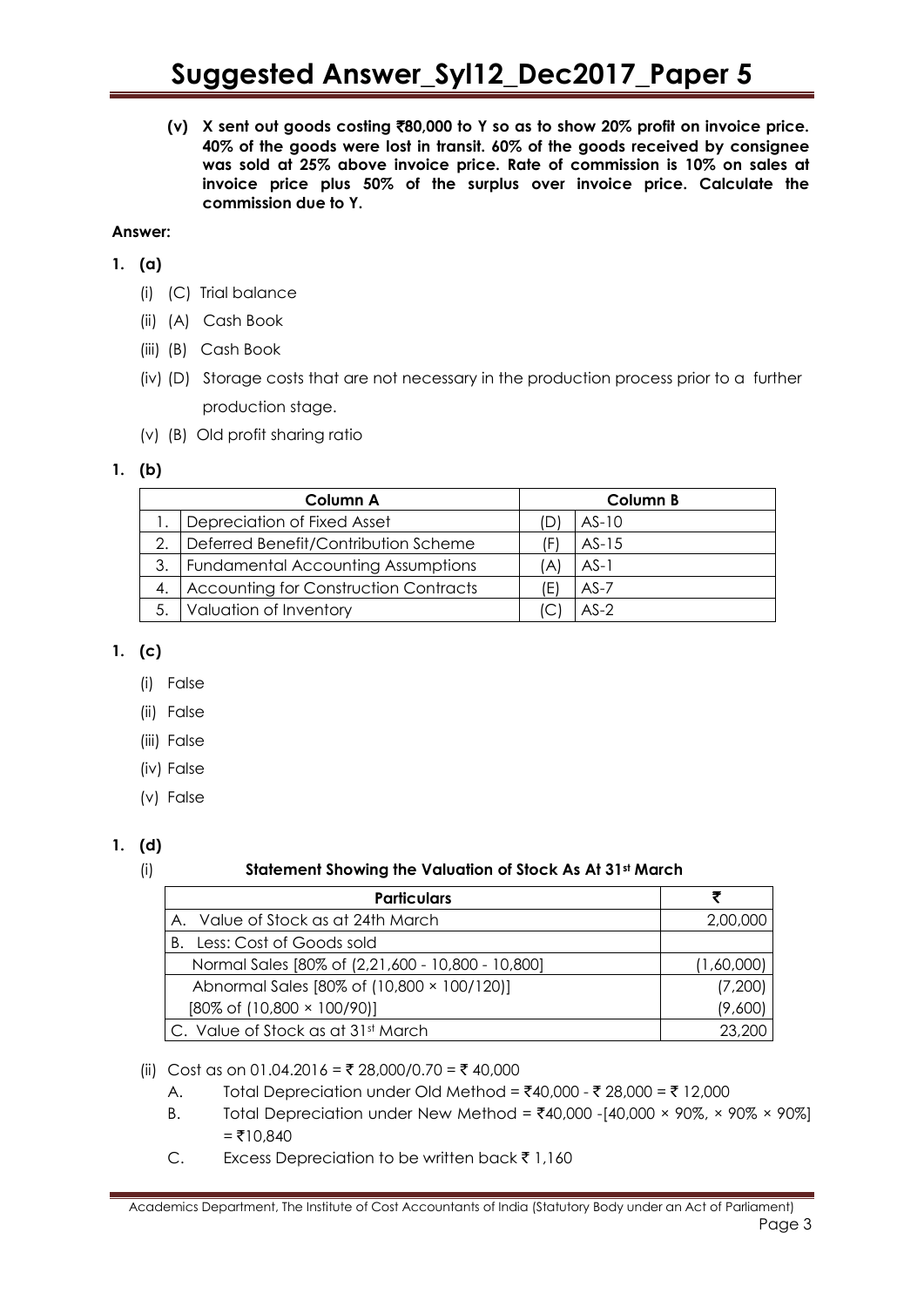**(v) X sent out goods costing ₹80,000 to Y so as to show 20% profit on invoice price. 40% of the goods were lost in transit. 60% of the goods received by consignee was sold at 25% above invoice price. Rate of commission is 10% on sales at invoice price plus 50% of the surplus over invoice price. Calculate the commission due to Y.**

**Answer:**

**1. (a)**

- (i) (C) Trial balance
- (ii) (A) Cash Book
- (iii) (B) Cash Book
- (iv) (D) Storage costs that are not necessary in the production process prior to a further production stage.
- (v) (B) Old profit sharing ratio

**1. (b)**

| | Column A | | Column B |
|---|---|---|---|
| 1. | Depreciation of Fixed Asset | (D) | AS-10 |
| 2. | Deferred Benefit/Contribution Scheme | (F) | AS-15 |
| 3. | Fundamental Accounting Assumptions | (A) | AS-1 |
| 4. | Accounting for Construction Contracts | (E) | AS-7 |
| 5. | Valuation of Inventory | (C) | AS-2 |

**1. (c)**

- (i) False
- (ii) False
- (iii) False
- (iv) False
- (v) False

**1. (d)**

(i) **Statement Showing the Valuation of Stock As At 31st March**

| Particulars | ₹ |
|---|---|
| A. Value of Stock as at 24th March | 2,00,000 |
| B. Less: Cost of Goods sold | |
| Normal Sales [80% of (2,21,600 - 10,800 - 10,800] | (1,60,000) |
| Abnormal Sales [80% of (10,800 × 100/120)] | (7,200) |
| [80% of (10,800 × 100/90)] | (9,600) |
| C. Value of Stock as at 31st March | 23,200 |

(ii) Cost as on 01.04.2016 = ₹ 28,000/0.70 = ₹ 40,000

- A. Total Depreciation under Old Method = ₹40,000 - ₹ 28,000 = ₹ 12,000
- B. Total Depreciation under New Method = ₹40,000 -[40,000 × 90%, × 90% × 90%] = ₹10,840
- C. Excess Depreciation to be written back ₹ 1,160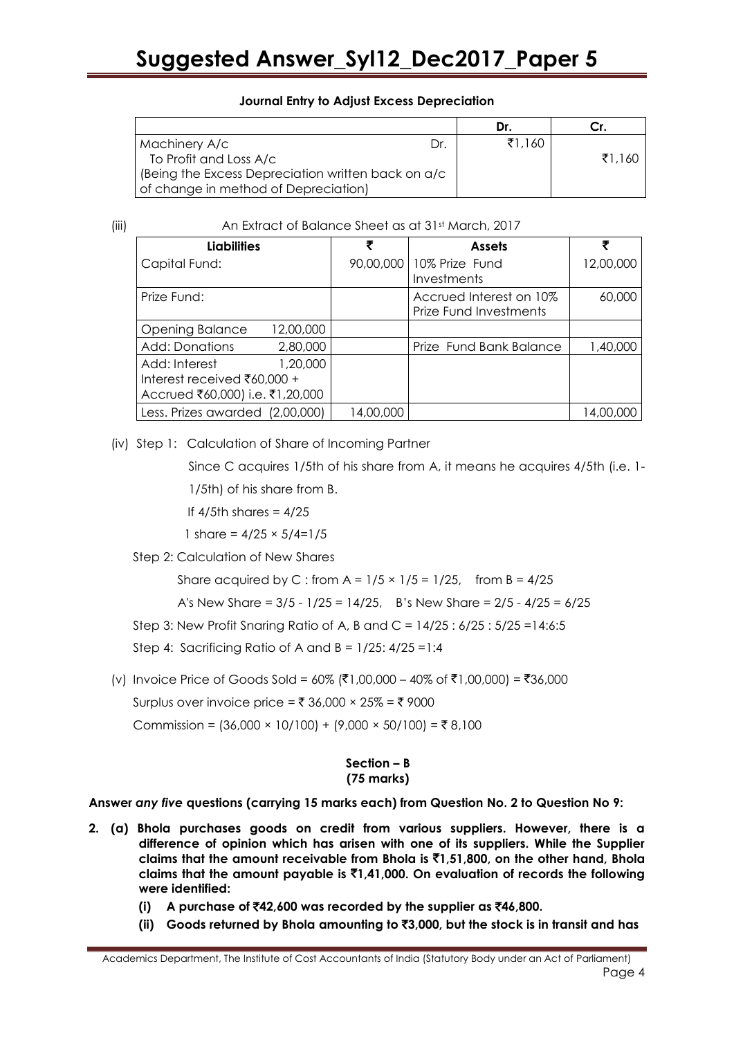**Journal Entry to Adjust Excess Depreciation**

| | Dr. | Cr. |
|---|---|---|
| Machinery A/c Dr.<br>To Profit and Loss A/c<br>(Being the Excess Depreciation written back on a/c of change in method of Depreciation) | ₹1,160 | ₹1,160 |

(iii) An Extract of Balance Sheet as at 31st March, 2017

| Liabilities | | ₹ | Assets | ₹ |
|---|---|---|---|---|
| Capital Fund: | | 90,00,000 | 10% Prize Fund Investments | 12,00,000 |
| Prize Fund: | | | Accrued Interest on 10% Prize Fund Investments | 60,000 |
| Opening Balance | 12,00,000 | | | |
| Add: Donations | 2,80,000 | | Prize Fund Bank Balance | 1,40,000 |
| Add: Interest<br>Interest received ₹60,000 + Accrued ₹60,000) i.e. ₹1,20,000 | 1,20,000 | | | |
| Less. Prizes awarded | (2,00,000) | 14,00,000 | | 14,00,000 |

(iv) Step 1: Calculation of Share of Incoming Partner

Since C acquires 1/5th of his share from A, it means he acquires 4/5th (i.e. 1-1/5th) of his share from B.

If 4/5th shares = 4/25

1 share = 4/25 × 5/4=1/5

Step 2: Calculation of New Shares

Share acquired by C : from A = 1/5 × 1/5 = 1/25, from B = 4/25

A's New Share = 3/5 - 1/25 = 14/25, B's New Share = 2/5 - 4/25 = 6/25

Step 3: New Profit Snaring Ratio of A, B and C = 14/25 : 6/25 : 5/25 =14:6:5

Step 4: Sacrificing Ratio of A and B = 1/25: 4/25 =1:4

(v) Invoice Price of Goods Sold = 60% (₹1,00,000 – 40% of ₹1,00,000) = ₹36,000

Surplus over invoice price = ₹ 36,000 × 25% = ₹ 9000

Commission = (36,000 × 10/100) + (9,000 × 50/100) = ₹ 8,100

## Section – B
## (75 marks)

**Answer *any five* questions (carrying 15 marks each) from Question No. 2 to Question No 9:**

**2. (a) Bhola purchases goods on credit from various suppliers. However, there is a difference of opinion which has arisen with one of its suppliers. While the Supplier claims that the amount receivable from Bhola is ₹1,51,800, on the other hand, Bhola claims that the amount payable is ₹1,41,000. On evaluation of records the following were identified:**

**(i) A purchase of ₹42,600 was recorded by the supplier as ₹46,800.**

**(ii) Goods returned by Bhola amounting to ₹3,000, but the stock is in transit and has**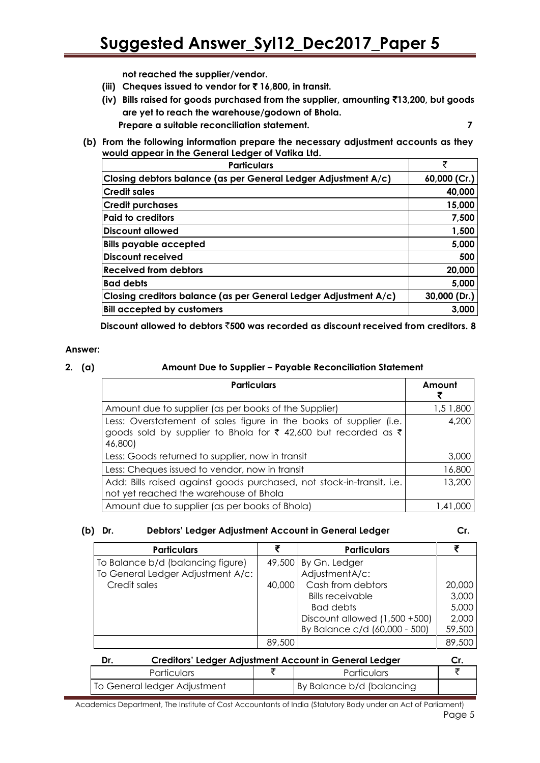not reached the supplier/vendor.

**(iii) Cheques issued to vendor for ₹ 16,800, in transit.**

**(iv) Bills raised for goods purchased from the supplier, amounting ₹13,200, but goods are yet to reach the warehouse/godown of Bhola.**

**Prepare a suitable reconciliation statement.** **7**

**(b) From the following information prepare the necessary adjustment accounts as they would appear in the General Ledger of Vatika Ltd.**

| Particulars | ₹ |
|---|---|
| Closing debtors balance (as per General Ledger Adjustment A/c) | 60,000 (Cr.) |
| Credit sales | 40,000 |
| Credit purchases | 15,000 |
| Paid to creditors | 7,500 |
| Discount allowed | 1,500 |
| Bills payable accepted | 5,000 |
| Discount received | 500 |
| Received from debtors | 20,000 |
| Bad debts | 5,000 |
| Closing creditors balance (as per General Ledger Adjustment A/c) | 30,000 (Dr.) |
| Bill accepted by customers | 3,000 |

**Discount allowed to debtors ₹500 was recorded as discount received from creditors. 8**

**Answer:**

**2. (a) Amount Due to Supplier – Payable Reconciliation Statement**

| Particulars | Amount ₹ |
|---|---|
| Amount due to supplier (as per books of the Supplier) | 1,5 1,800 |
| Less: Overstatement of sales figure in the books of supplier (i.e. goods sold by supplier to Bhola for ₹ 42,600 but recorded as ₹ 46,800) | 4,200 |
| Less: Goods returned to supplier, now in transit | 3,000 |
| Less: Cheques issued to vendor, now in transit | 16,800 |
| Add: Bills raised against goods purchased, not stock-in-transit, i.e. not yet reached the warehouse of Bhola | 13,200 |
| Amount due to supplier (as per books of Bhola) | 1,41,000 |

**(b) Dr. Debtors' Ledger Adjustment Account in General Ledger Cr.**

| Particulars | ₹ | Particulars | ₹ |
|---|---|---|---|
| To Balance b/d (balancing figure) | 49,500 | By Gn. Ledger | |
| To General Ledger Adjustment A/c: | | AdjustmentA/c: | |
| Credit sales | 40,000 | Cash from debtors | 20,000 |
| | | Bills receivable | 3,000 |
| | | Bad debts | 5,000 |
| | | Discount allowed (1,500 +500) | 2,000 |
| | | By Balance c/d (60,000 - 500) | 59,500 |
| | 89,500 | | 89,500 |

**Dr. Creditors' Ledger Adjustment Account in General Ledger Cr.**

| Particulars | ₹ | Particulars | ₹ |
|---|---|---|---|
| To General ledger Adjustment | | By Balance b/d (balancing | |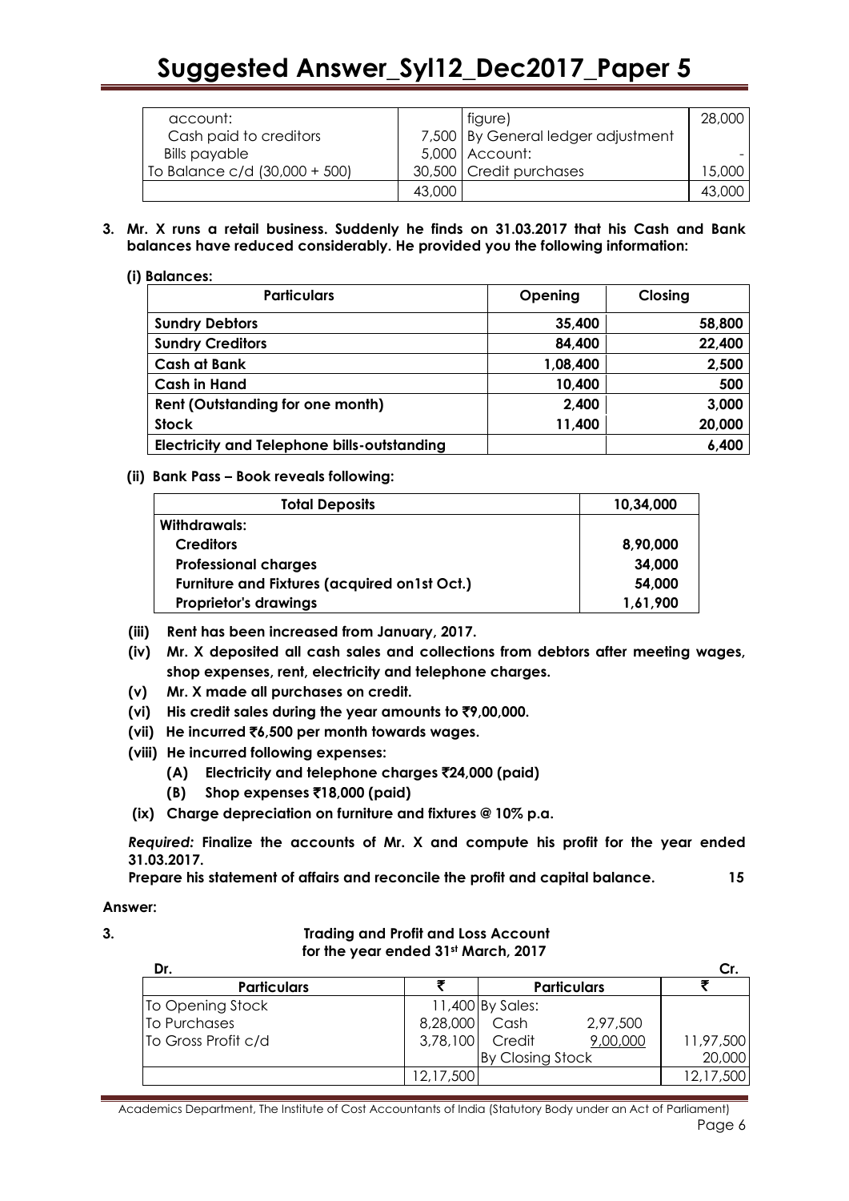| account: | | figure) | 28,000 |
|---|---|---|---|
| Cash paid to creditors | 7,500 | By General ledger adjustment | |
| Bills payable | 5,000 | Account: | - |
| To Balance c/d (30,000 + 500) | 30,500 | Credit purchases | 15,000 |
| | 43,000 | | 43,000 |

**3. Mr. X runs a retail business. Suddenly he finds on 31.03.2017 that his Cash and Bank balances have reduced considerably. He provided you the following information:**

**(i) Balances:**

| Particulars | Opening | Closing |
|---|---|---|
| **Sundry Debtors** | 35,400 | 58,800 |
| **Sundry Creditors** | 84,400 | 22,400 |
| **Cash at Bank** | 1,08,400 | 2,500 |
| **Cash in Hand** | 10,400 | 500 |
| **Rent (Outstanding for one month)** | 2,400 | 3,000 |
| **Stock** | 11,400 | 20,000 |
| **Electricity and Telephone bills-outstanding** | | 6,400 |

**(ii) Bank Pass – Book reveals following:**

| Total Deposits | 10,34,000 |
|---|---|
| **Withdrawals:** | |
| **Creditors** | 8,90,000 |
| **Professional charges** | 34,000 |
| **Furniture and Fixtures (acquired on1st Oct.)** | 54,000 |
| **Proprietor's drawings** | 1,61,900 |

**(iii) Rent has been increased from January, 2017.**

**(iv) Mr. X deposited all cash sales and collections from debtors after meeting wages, shop expenses, rent, electricity and telephone charges.**

**(v) Mr. X made all purchases on credit.**

**(vi) His credit sales during the year amounts to ₹9,00,000.**

**(vii) He incurred ₹6,500 per month towards wages.**

**(viii) He incurred following expenses:**

- **(A) Electricity and telephone charges ₹24,000 (paid)**
- **(B) Shop expenses ₹18,000 (paid)**

**(ix) Charge depreciation on furniture and fixtures @ 10% p.a.**

***Required:*** **Finalize the accounts of Mr. X and compute his profit for the year ended 31.03.2017.**

**Prepare his statement of affairs and reconcile the profit and capital balance. 15**

**Answer:**

**3. Trading and Profit and Loss Account for the year ended 31st March, 2017**

| Dr. Particulars | ₹ | Particulars | | Cr. ₹ |
|---|---|---|---|---|
| To Opening Stock | 11,400 | By Sales: | | |
| To Purchases | 8,28,000 | Cash | 2,97,500 | |
| To Gross Profit c/d | 3,78,100 | Credit | 9,00,000 | 11,97,500 |
| | | By Closing Stock | | 20,000 |
| | 12,17,500 | | | 12,17,500 |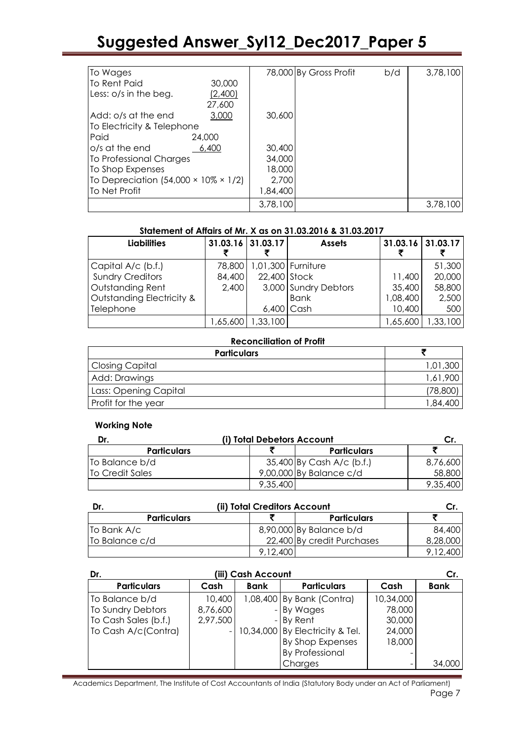| | | | | | |
|---|---|---|---|---|---|
| To Wages | | 78,000 | By Gross Profit | b/d | 3,78,100 |
| To Rent Paid | 30,000 | | | | |
| Less: o/s in the beg. | (2,400) | | | | |
| | 27,600 | | | | |
| Add: o/s at the end | 3,000 | 30,600 | | | |
| To Electricity & Telephone | | | | | |
| Paid | 24,000 | | | | |
| o/s at the end | 6,400 | 30,400 | | | |
| To Professional Charges | | 34,000 | | | |
| To Shop Expenses | | 18,000 | | | |
| To Depreciation (54,000 × 10% × 1/2) | | 2,700 | | | |
| To Net Profit | | 1,84,400 | | | |
| | | 3,78,100 | | | 3,78,100 |

**Statement of Affairs of Mr. X as on 31.03.2016 & 31.03.2017**

| Liabilities | 31.03.16 ₹ | 31.03.17 ₹ | Assets | 31.03.16 ₹ | 31.03.17 ₹ |
|---|---|---|---|---|---|
| Capital A/c (b.f.) | 78,800 | 1,01,300 | Furniture | | 51,300 |
| Sundry Creditors | 84,400 | 22,400 | Stock | 11,400 | 20,000 |
| Outstanding Rent | 2,400 | 3,000 | Sundry Debtors | 35,400 | 58,800 |
| Outstanding Electricity & | | | Bank | 1,08,400 | 2,500 |
| Telephone | | 6,400 | Cash | 10,400 | 500 |
| | 1,65,600 | 1,33,100 | | 1,65,600 | 1,33,100 |

**Reconciliation of Profit**

| Particulars | ₹ |
|---|---|
| Closing Capital | 1,01,300 |
| Add: Drawings | 1,61,900 |
| Lass: Opening Capital | (78,800) |
| Profit for the year | 1,84,400 |

**Working Note**

**Dr. (i) Total Debetors Account Cr.**

| Particulars | ₹ | Particulars | ₹ |
|---|---|---|---|
| To Balance b/d | 35,400 | By Cash A/c (b.f.) | 8,76,600 |
| To Credit Sales | 9,00,000 | By Balance c/d | 58,800 |
| | 9,35,400 | | 9,35,400 |

**Dr. (ii) Total Creditors Account Cr.**

| Particulars | ₹ | Particulars | ₹ |
|---|---|---|---|
| To Bank A/c | 8,90,000 | By Balance b/d | 84,400 |
| To Balance c/d | 22,400 | By credit Purchases | 8,28,000 |
| | 9,12,400 | | 9,12,400 |

**Dr. (iii) Cash Account Cr.**

| Particulars | Cash | Bank | Particulars | Cash | Bank |
|---|---|---|---|---|---|
| To Balance b/d | 10,400 | 1,08,400 | By Bank (Contra) | 10,34,000 | |
| To Sundry Debtors | 8,76,600 | - | By Wages | 78,000 | |
| To Cash Sales (b.f.) | 2,97,500 | - | By Rent | 30,000 | |
| To Cash A/c(Contra) | - | 10,34,000 | By Electricity & Tel. | 24,000 | |
| | | | By Shop Expenses | 18,000 | |
| | | | By Professional Charges | - | 34,000 |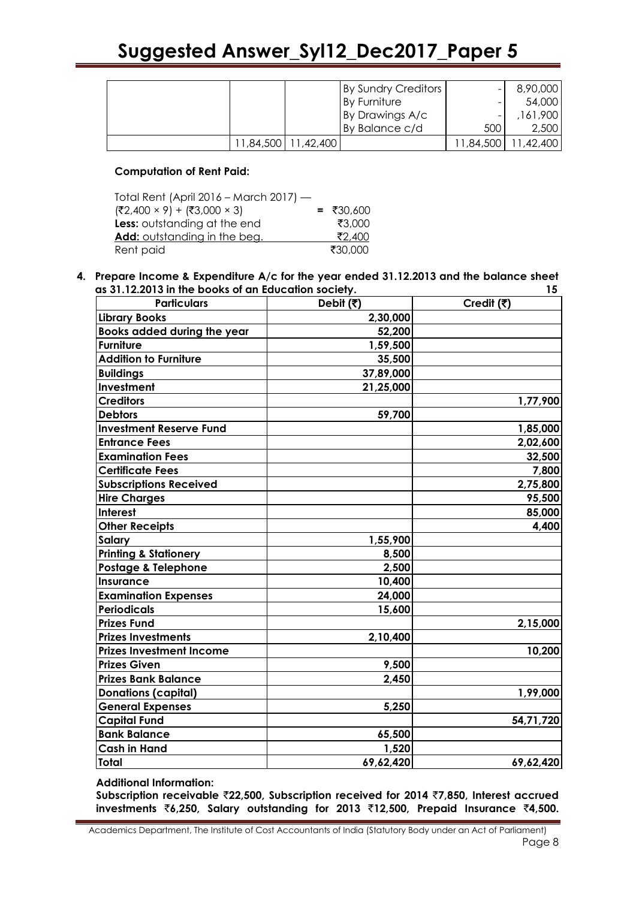|  |  |  | By Sundry Creditors | - | 8,90,000 |
|---|---|---|---|---|---|
|  |  |  | By Furniture | - | 54,000 |
|  |  |  | By Drawings A/c | - | ,161,900 |
|  |  |  | By Balance c/d | 500 | 2,500 |
|  | 11,84,500 | 11,42,400 |  | 11,84,500 | 11,42,400 |

**Computation of Rent Paid:**

| | |
|---|---|
| Total Rent (April 2016 – March 2017) — | |
| (₹2,400 × 9) + (₹3,000 × 3) | = ₹30,600 |
| **Less:** outstanding at the end | ₹3,000 |
| **Add:** outstanding in the beg. | ₹2,400 |
| Rent paid | ₹30,000 |

**4. Prepare Income & Expenditure A/c for the year ended 31.12.2013 and the balance sheet as 31.12.2013 in the books of an Education society.** **15**

| Particulars | Debit (₹) | Credit (₹) |
|---|---|---|
| Library Books | 2,30,000 | |
| Books added during the year | 52,200 | |
| Furniture | 1,59,500 | |
| Addition to Furniture | 35,500 | |
| Buildings | 37,89,000 | |
| Investment | 21,25,000 | |
| Creditors | | 1,77,900 |
| Debtors | 59,700 | |
| Investment Reserve Fund | | 1,85,000 |
| Entrance Fees | | 2,02,600 |
| Examination Fees | | 32,500 |
| Certificate Fees | | 7,800 |
| Subscriptions Received | | 2,75,800 |
| Hire Charges | | 95,500 |
| Interest | | 85,000 |
| Other Receipts | | 4,400 |
| Salary | 1,55,900 | |
| Printing & Stationery | 8,500 | |
| Postage & Telephone | 2,500 | |
| Insurance | 10,400 | |
| Examination Expenses | 24,000 | |
| Periodicals | 15,600 | |
| Prizes Fund | | 2,15,000 |
| Prizes Investments | 2,10,400 | |
| Prizes Investment Income | | 10,200 |
| Prizes Given | 9,500 | |
| Prizes Bank Balance | 2,450 | |
| Donations (capital) | | 1,99,000 |
| General Expenses | 5,250 | |
| Capital Fund | | 54,71,720 |
| Bank Balance | 65,500 | |
| Cash in Hand | 1,520 | |
| Total | 69,62,420 | 69,62,420 |

**Additional Information:**

**Subscription receivable ₹22,500, Subscription received for 2014 ₹7,850, Interest accrued investments ₹6,250, Salary outstanding for 2013 ₹12,500, Prepaid Insurance ₹4,500.**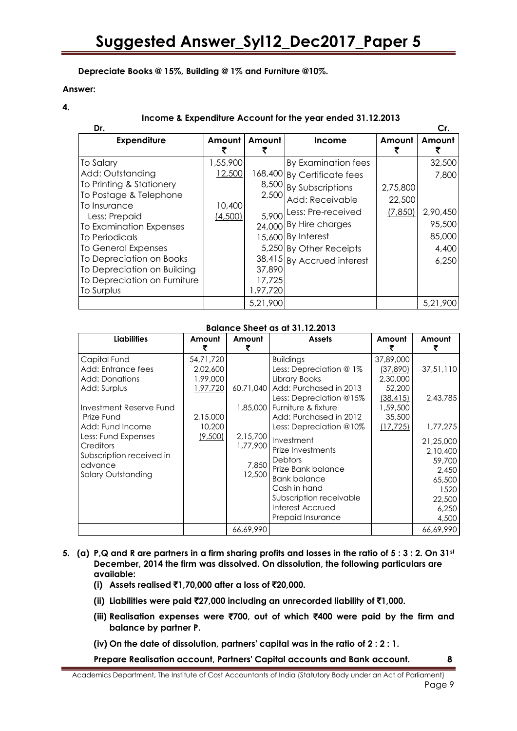**Depreciate Books @ 15%, Building @ 1% and Furniture @10%.**

**Answer:**

**4.**

**Income & Expenditure Account for the year ended 31.12.2013**

| Dr. Expenditure | Amount ₹ | Amount ₹ | Income | Amount ₹ | Cr. Amount ₹ |
|---|---|---|---|---|---|
| To Salary | 1,55,900 | | By Examination fees | | 32,500 |
| Add: Outstanding | 12,500 | 168,400 | By Certificate fees | | 7,800 |
| To Printing & Stationery | | 8,500 | By Subscriptions | 2,75,800 | |
| To Postage & Telephone | | 2,500 | Add: Receivable | 22,500 | |
| To Insurance | 10,400 | | Less: Pre-received | (7,850) | 2,90,450 |
| Less: Prepaid | (4,500) | 5,900 | By Hire charges | | 95,500 |
| To Examination Expenses | | 24,000 | By Interest | | 85,000 |
| To Periodicals | | 15,600 | By Other Receipts | | 4,400 |
| To General Expenses | | 5,250 | By Accrued interest | | 6,250 |
| To Depreciation on Books | | 38,415 | | | |
| To Depreciation on Building | | 37,890 | | | |
| To Depreciation on Furniture | | 17,725 | | | |
| To Surplus | | 1,97,720 | | | |
| | | 5,21,900 | | | 5,21,900 |

**Balance Sheet as at 31.12.2013**

| Liabilities | Amount ₹ | Amount ₹ | Assets | Amount ₹ | Amount ₹ |
|---|---|---|---|---|---|
| Capital Fund | 54,71,720 | | Buildings | 37,89,000 | |
| Add: Entrance fees | 2,02,600 | | Less: Depreciation @ 1% | (37,890) | 37,51,110 |
| Add: Donations | 1,99,000 | | Library Books | 2,30,000 | |
| Add: Surplus | 1,97,720 | 60,71,040 | Add: Purchased in 2013 | 52,200 | |
| | | | Less: Depreciation @15% | (38,415) | 2,43,785 |
| Investment Reserve Fund | | 1,85,000 | Furniture & fixture | 1,59,500 | |
| Prize Fund | 2,15,000 | | Add: Purchased in 2012 | 35,500 | |
| Add: Fund Income | 10,200 | | Less: Depreciation @10% | (17,725) | 1,77,275 |
| Less: Fund Expenses | (9,500) | 2,15,700 | Investment | | 21,25,000 |
| Creditors | | 1,77,900 | Prize Investments | | 2,10,400 |
| Subscription received in advance | | 7,850 | Debtors | | 59,700 |
| Salary Outstanding | | 12,500 | Prize Bank balance | | 2,450 |
| | | | Bank balance | | 65,500 |
| | | | Cash in hand | | 1520 |
| | | | Subscription receivable | | 22,500 |
| | | | Interest Accrued | | 6,250 |
| | | | Prepaid Insurance | | 4,500 |
| | | 66,69,990 | | | 66,69,990 |

**5. (a) P, Q and R are partners in a firm sharing profits and losses in the ratio of 5 : 3 : 2. On 31st December, 2014 the firm was dissolved. On dissolution, the following particulars are available:**

**(i) Assets realised ₹1,70,000 after a loss of ₹20,000.**

**(ii) Liabilities were paid ₹27,000 including an unrecorded liability of ₹1,000.**

**(iii) Realisation expenses were ₹700, out of which ₹400 were paid by the firm and balance by partner P.**

**(iv) On the date of dissolution, partners' capital was in the ratio of 2 : 2 : 1.**

**Prepare Realisation account, Partners' Capital accounts and Bank account. 8**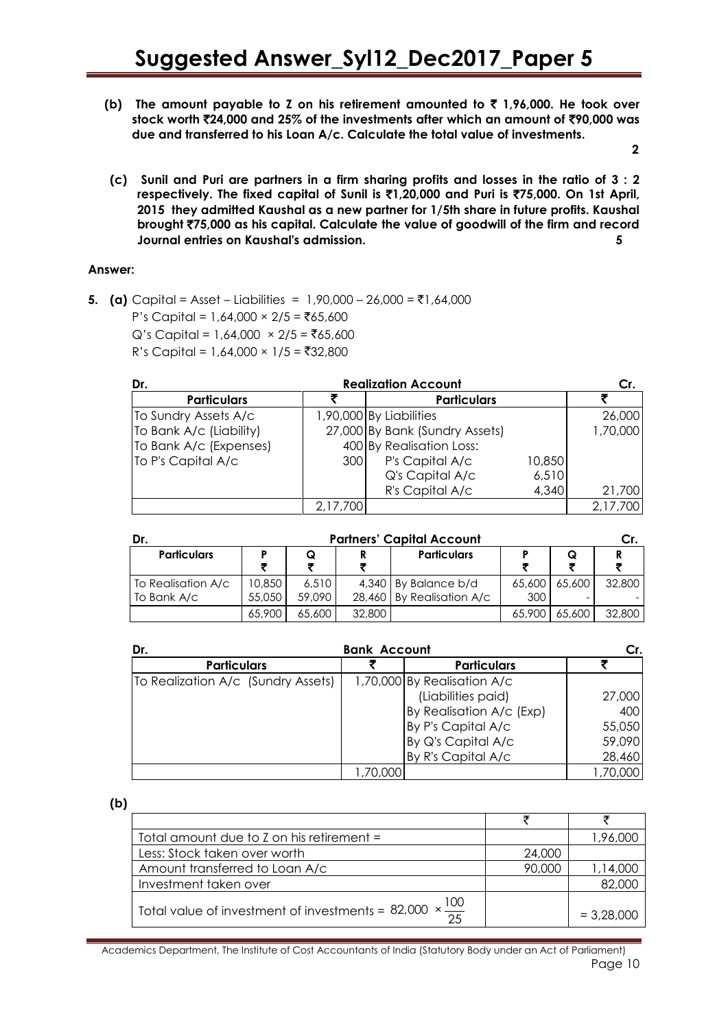**(b) The amount payable to Z on his retirement amounted to ₹ 1,96,000. He took over stock worth ₹24,000 and 25% of the investments after which an amount of ₹90,000 was due and transferred to his Loan A/c. Calculate the total value of investments.** **2**

**(c) Sunil and Puri are partners in a firm sharing profits and losses in the ratio of 3 : 2 respectively. The fixed capital of Sunil is ₹1,20,000 and Puri is ₹75,000. On 1st April, 2015 they admitted Kaushal as a new partner for 1/5th share in future profits. Kaushal brought ₹75,000 as his capital. Calculate the value of goodwill of the firm and record Journal entries on Kaushal's admission.** **5**

**Answer:**

**5. (a)** Capital = Asset – Liabilities = 1,90,000 – 26,000 = ₹1,64,000

P's Capital = 1,64,000 × 2/5 = ₹65,600

Q's Capital = 1,64,000 × 2/5 = ₹65,600

R's Capital = 1,64,000 × 1/5 = ₹32,800

**Dr. Realization Account Cr.**

| Particulars | ₹ | Particulars | | ₹ |
|---|---|---|---|---|
| To Sundry Assets A/c | 1,90,000 | By Liabilities | | 26,000 |
| To Bank A/c (Liability) | 27,000 | By Bank (Sundry Assets) | | 1,70,000 |
| To Bank A/c (Expenses) | 400 | By Realisation Loss: | | |
| To P's Capital A/c | 300 | P's Capital A/c | 10,850 | |
| | | Q's Capital A/c | 6,510 | |
| | | R's Capital A/c | 4,340 | 21,700 |
| | 2,17,700 | | | 2,17,700 |

**Dr. Partners' Capital Account Cr.**

| Particulars | P ₹ | Q ₹ | R ₹ | Particulars | P ₹ | Q ₹ | R ₹ |
|---|---|---|---|---|---|---|---|
| To Realisation A/c | 10,850 | 6,510 | 4,340 | By Balance b/d | 65,600 | 65,600 | 32,800 |
| To Bank A/c | 55,050 | 59,090 | 28,460 | By Realisation A/c | 300 | - | - |
| | 65,900 | 65,600 | 32,800 | | 65,900 | 65,600 | 32,800 |

**Dr. Bank Account Cr.**

| Particulars | ₹ | Particulars | ₹ |
|---|---|---|---|
| To Realization A/c (Sundry Assets) | 1,70,000 | By Realisation A/c (Liabilities paid) | 27,000 |
| | | By Realisation A/c (Exp) | 400 |
| | | By P's Capital A/c | 55,050 |
| | | By Q's Capital A/c | 59,090 |
| | | By R's Capital A/c | 28,460 |
| | 1,70,000 | | 1,70,000 |

**(b)**

| | ₹ | ₹ |
|---|---|---|
| Total amount due to Z on his retirement = | | 1,96,000 |
| Less: Stock taken over worth | 24,000 | |
| Amount transferred to Loan A/c | 90,000 | 1,14,000 |
| Investment taken over | | 82,000 |
| Total value of investment of investments = $82,000 \times \frac{100}{25}$ | | = 3,28,000 |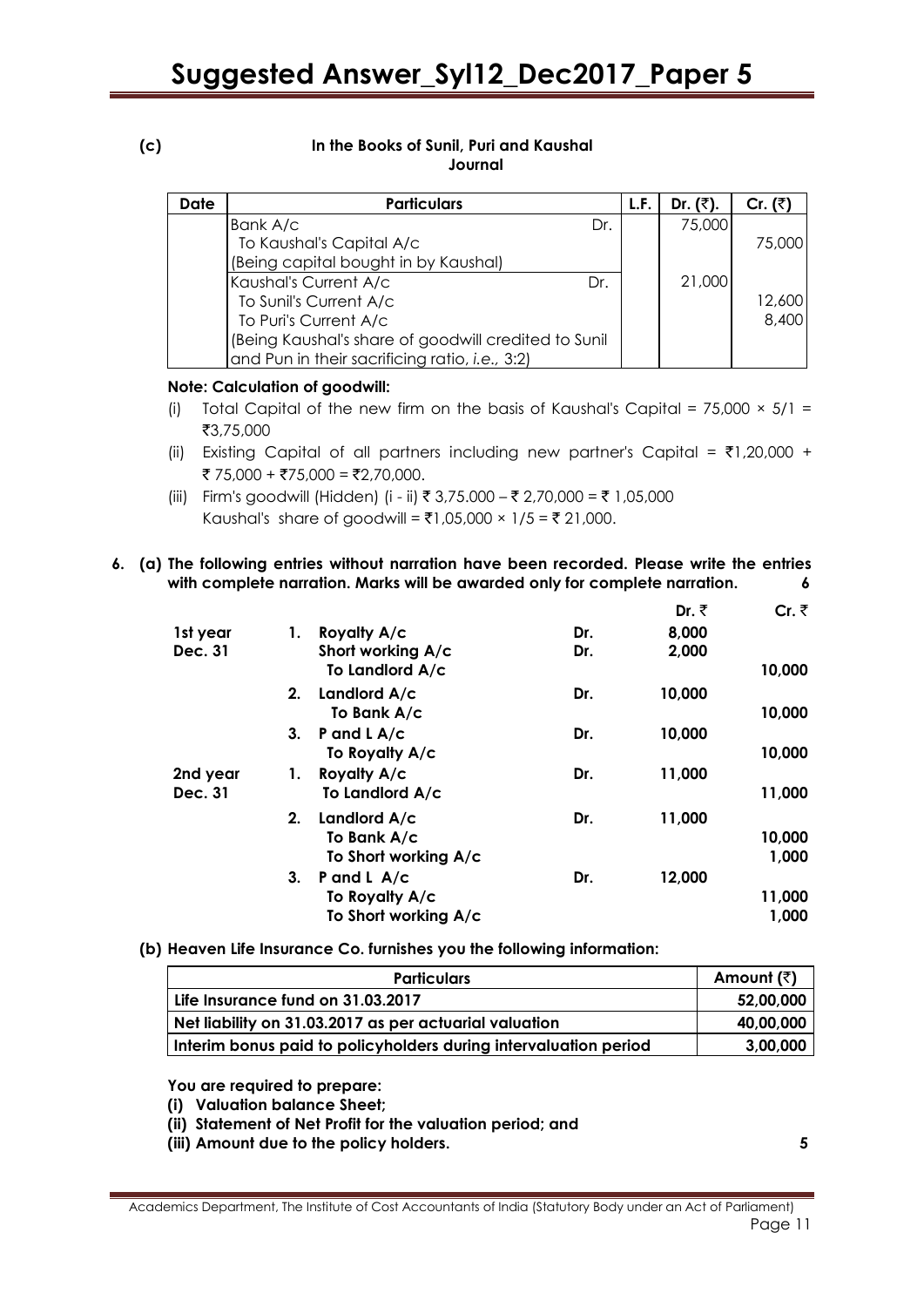**(c)**

**In the Books of Sunil, Puri and Kaushal**
**Journal**

| Date | Particulars | L.F. | Dr. (₹). | Cr. (₹) |
|---|---|---|---|---|
| | Bank A/c Dr. | | 75,000 | |
| | To Kaushal's Capital A/c | | | 75,000 |
| | (Being capital bought in by Kaushal) | | | |
| | Kaushal's Current A/c Dr. | | 21,000 | |
| | To Sunil's Current A/c | | | 12,600 |
| | To Puri's Current A/c | | | 8,400 |
| | (Being Kaushal's share of goodwill credited to Sunil and Pun in their sacrificing ratio, *i.e.,* 3:2) | | | |

**Note: Calculation of goodwill:**

(i) Total Capital of the new firm on the basis of Kaushal's Capital = 75,000 × 5/1 = ₹3,75,000

(ii) Existing Capital of all partners including new partner's Capital = ₹1,20,000 + ₹ 75,000 + ₹75,000 = ₹2,70,000.

(iii) Firm's goodwill (Hidden) (i - ii) ₹ 3,75.000 – ₹ 2,70,000 = ₹ 1,05,000
Kaushal's share of goodwill = ₹1,05,000 × 1/5 = ₹ 21,000.

**6. (a) The following entries without narration have been recorded. Please write the entries with complete narration. Marks will be awarded only for complete narration.** **6**

| | | | | Dr. ₹ | Cr. ₹ |
|---|---|---|---|---|---|
| **1st year Dec. 31** | **1.** | **Royalty A/c** | **Dr.** | **8,000** | |
| | | **Short working A/c** | **Dr.** | **2,000** | |
| | | **To Landlord A/c** | | | **10,000** |
| | **2.** | **Landlord A/c** | **Dr.** | **10,000** | |
| | | **To Bank A/c** | | | **10,000** |
| | **3.** | **P and L A/c** | **Dr.** | **10,000** | |
| | | **To Royalty A/c** | | | **10,000** |
| **2nd year Dec. 31** | **1.** | **Royalty A/c** | **Dr.** | **11,000** | |
| | | **To Landlord A/c** | | | **11,000** |
| | **2.** | **Landlord A/c** | **Dr.** | **11,000** | |
| | | **To Bank A/c** | | | **10,000** |
| | | **To Short working A/c** | | | **1,000** |
| | **3.** | **P and L A/c** | **Dr.** | **12,000** | |
| | | **To Royalty A/c** | | | **11,000** |
| | | **To Short working A/c** | | | **1,000** |

**(b) Heaven Life Insurance Co. furnishes you the following information:**

| Particulars | Amount (₹) |
|---|---|
| Life Insurance fund on 31.03.2017 | 52,00,000 |
| Net liability on 31.03.2017 as per actuarial valuation | 40,00,000 |
| Interim bonus paid to policyholders during intervaluation period | 3,00,000 |

**You are required to prepare:**

**(i) Valuation balance Sheet;**

**(ii) Statement of Net Profit for the valuation period; and**

**(iii) Amount due to the policy holders.** **5**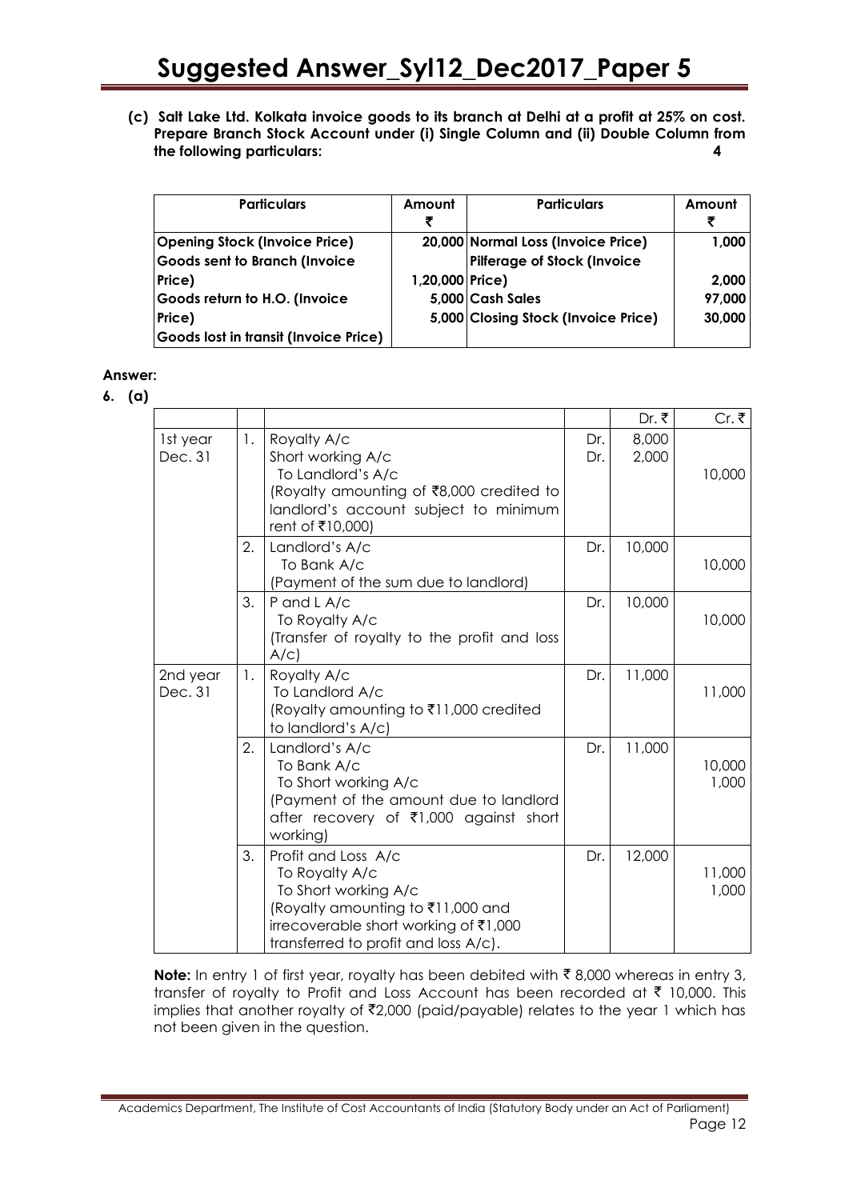**(c) Salt Lake Ltd. Kolkata invoice goods to its branch at Delhi at a profit at 25% on cost. Prepare Branch Stock Account under (i) Single Column and (ii) Double Column from the following particulars:** **4**

| Particulars | Amount ₹ | Particulars | Amount ₹ |
|---|---|---|---|
| Opening Stock (Invoice Price) | 20,000 | Normal Loss (Invoice Price) | 1,000 |
| Goods sent to Branch (Invoice Price) | 1,20,000 | Pilferage of Stock (Invoice Price) | 2,000 |
| Goods return to H.O. (Invoice Price) | 5,000 | Cash Sales | 97,000 |
| Goods lost in transit (Invoice Price) | 5,000 | Closing Stock (Invoice Price) | 30,000 |

**Answer:**

**6. (a)**

| | | | | Dr. ₹ | Cr. ₹ |
|---|---|---|---|---|---|
| 1st year Dec. 31 | 1. | Royalty A/c<br>Short working A/c<br>To Landlord's A/c<br>(Royalty amounting of ₹8,000 credited to landlord's account subject to minimum rent of ₹10,000) | Dr.<br>Dr. | 8,000<br>2,000 | <br><br>10,000 |
| | 2. | Landlord's A/c<br>To Bank A/c<br>(Payment of the sum due to landlord) | Dr. | 10,000 | <br>10,000 |
| | 3. | P and L A/c<br>To Royalty A/c<br>(Transfer of royalty to the profit and loss A/c) | Dr. | 10,000 | <br>10,000 |
| 2nd year Dec. 31 | 1. | Royalty A/c<br>To Landlord A/c<br>(Royalty amounting to ₹11,000 credited to landlord's A/c) | Dr. | 11,000 | <br>11,000 |
| | 2. | Landlord's A/c<br>To Bank A/c<br>To Short working A/c<br>(Payment of the amount due to landlord after recovery of ₹1,000 against short working) | Dr. | 11,000 | <br>10,000<br>1,000 |
| | 3. | Profit and Loss A/c<br>To Royalty A/c<br>To Short working A/c<br>(Royalty amounting to ₹11,000 and irrecoverable short working of ₹1,000 transferred to profit and loss A/c). | Dr. | 12,000 | <br>11,000<br>1,000 |

**Note:** In entry 1 of first year, royalty has been debited with ₹ 8,000 whereas in entry 3, transfer of royalty to Profit and Loss Account has been recorded at ₹ 10,000. This implies that another royalty of ₹2,000 (paid/payable) relates to the year 1 which has not been given in the question.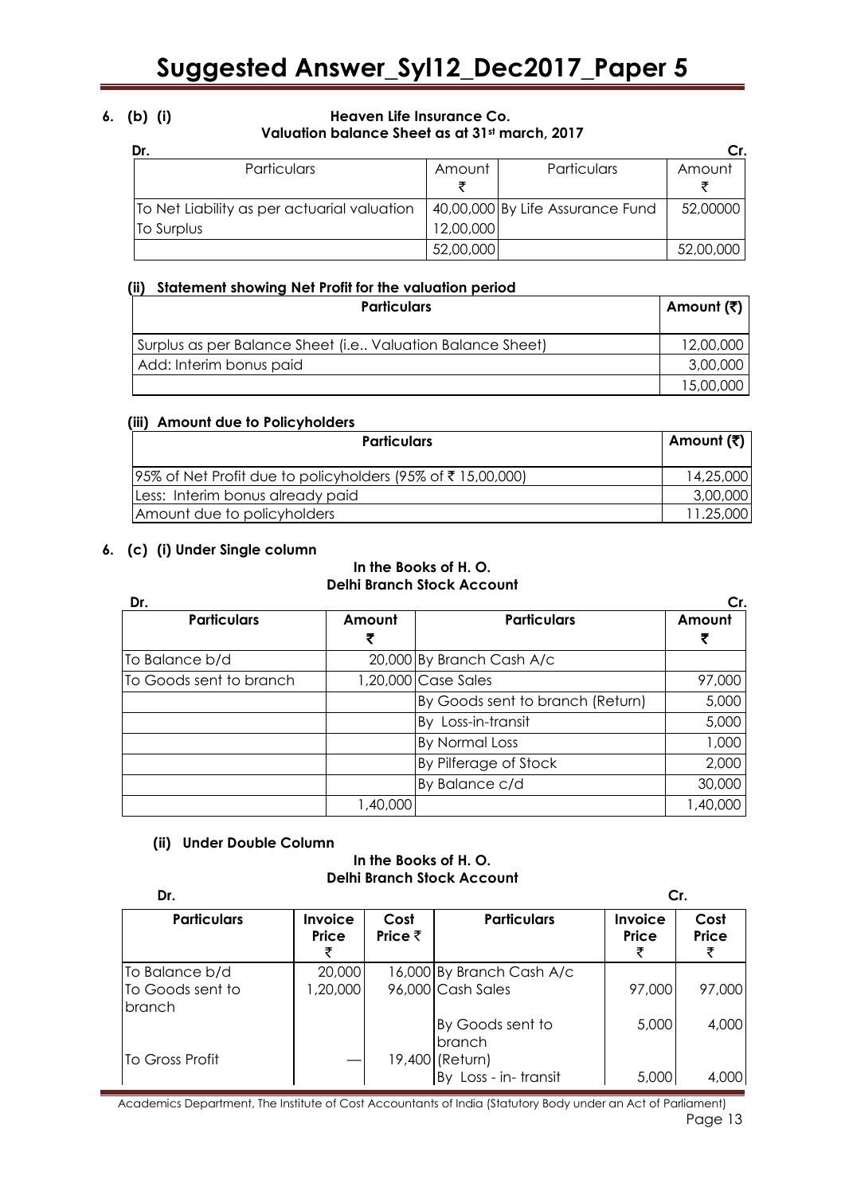**6. (b) (i)**

**Heaven Life Insurance Co.**
**Valuation balance Sheet as at 31st march, 2017**

Dr. | | | Cr.

| Particulars | Amount ₹ | Particulars | Amount ₹ |
|---|---|---|---|
| To Net Liability as per actuarial valuation | 40,00,000 | By Life Assurance Fund | 52,00000 |
| To Surplus | 12,00,000 | | |
| | 52,00,000 | | 52,00,000 |

**(ii) Statement showing Net Profit for the valuation period**

| Particulars | Amount (₹) |
|---|---|
| Surplus as per Balance Sheet (i.e.. Valuation Balance Sheet) | 12,00,000 |
| Add: Interim bonus paid | 3,00,000 |
| | 15,00,000 |

**(iii) Amount due to Policyholders**

| Particulars | Amount (₹) |
|---|---|
| 95% of Net Profit due to policyholders (95% of ₹ 15,00,000) | 14,25,000 |
| Less: Interim bonus already paid | 3,00,000 |
| Amount due to policyholders | 11.25,000 |

**6. (c) (i) Under Single column**

**In the Books of H. O.**
**Delhi Branch Stock Account**

Dr. | | | Cr.

| Particulars | Amount ₹ | Particulars | Amount ₹ |
|---|---|---|---|
| To Balance b/d | 20,000 | By Branch Cash A/c | |
| To Goods sent to branch | 1,20,000 | Case Sales | 97,000 |
| | | By Goods sent to branch (Return) | 5,000 |
| | | By Loss-in-transit | 5,000 |
| | | By Normal Loss | 1,000 |
| | | By Pilferage of Stock | 2,000 |
| | | By Balance c/d | 30,000 |
| | 1,40,000 | | 1,40,000 |

**(ii) Under Double Column**

**In the Books of H. O.**
**Delhi Branch Stock Account**

Dr. | | | | | Cr.

| Particulars | Invoice Price ₹ | Cost Price ₹ | Particulars | Invoice Price ₹ | Cost Price ₹ |
|---|---|---|---|---|---|
| To Balance b/d | 20,000 | 16,000 | By Branch Cash A/c | | |
| To Goods sent to branch | 1,20,000 | 96,000 | Cash Sales | 97,000 | 97,000 |
| | | | By Goods sent to branch | 5,000 | 4,000 |
| To Gross Profit | — | 19,400 | (Return) | | |
| | | | By Loss - in- transit | 5,000 | 4,000 |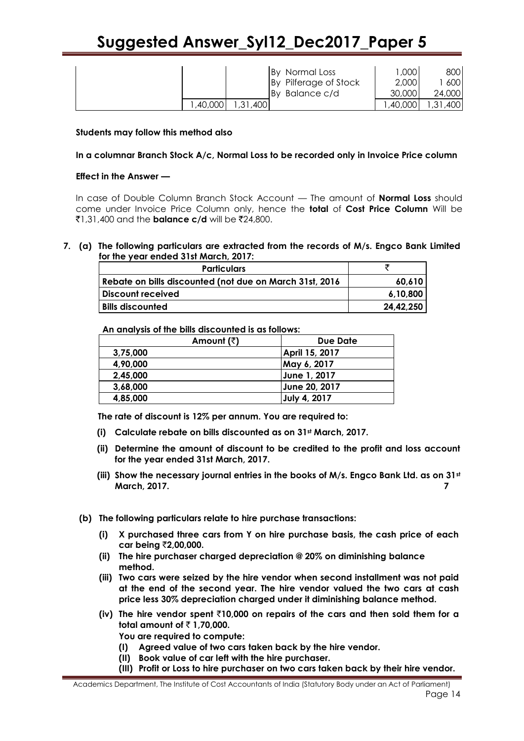| | | | | | |
|---|---|---|---|---|---|
| | | | By Normal Loss | 1,000 | 800 |
| | | | By Pilferage of Stock | 2,000 | 1 600 |
| | | | By Balance c/d | 30,000 | 24,000 |
| | 1,40,000 | 1,31,400 | | 1,40,000 | 1,31,400 |

**Students may follow this method also**

**In a columnar Branch Stock A/c, Normal Loss to be recorded only in Invoice Price column**

**Effect in the Answer —**

In case of Double Column Branch Stock Account — The amount of **Normal Loss** should come under Invoice Price Column only, hence the **total** of **Cost Price Column** Will be ₹1,31,400 and the **balance c/d** will be ₹24,800.

**7. (a) The following particulars are extracted from the records of M/s. Engco Bank Limited for the year ended 31st March, 2017:**

| **Particulars** | **₹** |
|---|---|
| **Rebate on bills discounted (not due on March 31st, 2016** | **60,610** |
| **Discount received** | **6,10,800** |
| **Bills discounted** | **24,42,250** |

**An analysis of the bills discounted is as follows:**

| **Amount (₹)** | **Due Date** |
|---|---|
| **3,75,000** | **April 15, 2017** |
| **4,90,000** | **May 6, 2017** |
| **2,45,000** | **June 1, 2017** |
| **3,68,000** | **June 20, 2017** |
| **4,85,000** | **July 4, 2017** |

**The rate of discount is 12% per annum. You are required to:**

**(i) Calculate rebate on bills discounted as on 31st March, 2017.**

**(ii) Determine the amount of discount to be credited to the profit and loss account for the year ended 31st March, 2017.**

**(iii) Show the necessary journal entries in the books of M/s. Engco Bank Ltd. as on 31st March, 2017.** **7**

**(b) The following particulars relate to hire purchase transactions:**

**(i) X purchased three cars from Y on hire purchase basis, the cash price of each car being ₹2,00,000.**

**(ii) The hire purchaser charged depreciation @ 20% on diminishing balance method.**

**(iii) Two cars were seized by the hire vendor when second installment was not paid at the end of the second year. The hire vendor valued the two cars at cash price less 30% depreciation charged under it diminishing balance method.**

**(iv) The hire vendor spent ₹10,000 on repairs of the cars and then sold them for a total amount of ₹ 1,70,000.**

**You are required to compute:**

**(I) Agreed value of two cars taken back by the hire vendor.**

**(II) Book value of car left with the hire purchaser.**

**(III) Profit or Loss to hire purchaser on two cars taken back by their hire vendor.**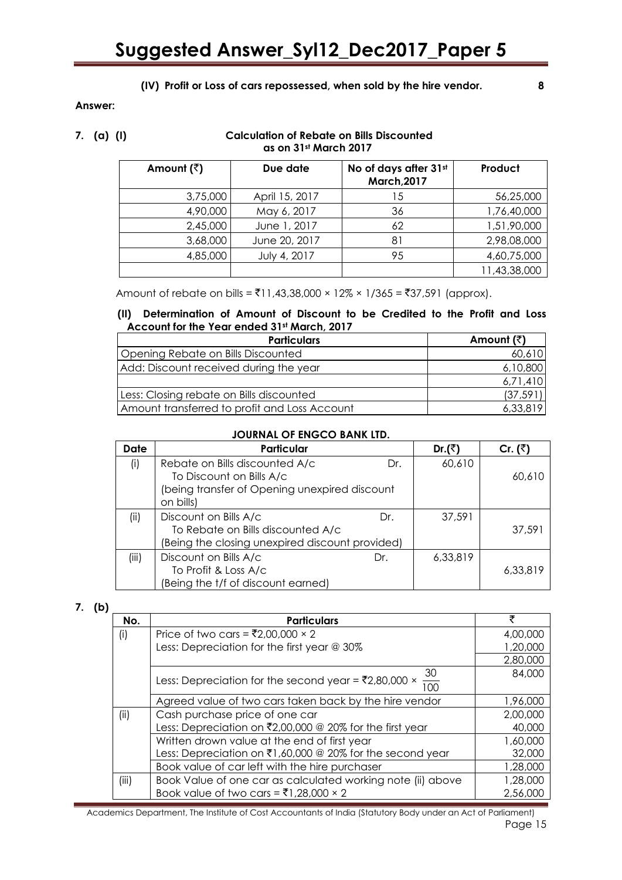**(IV) Profit or Loss of cars repossessed, when sold by the hire vendor.** **8**

**Answer:**

**7. (a) (I)** **Calculation of Rebate on Bills Discounted as on 31st March 2017**

| Amount (₹) | Due date | No of days after 31st March,2017 | Product |
|---|---|---|---|
| 3,75,000 | April 15, 2017 | 15 | 56,25,000 |
| 4,90,000 | May 6, 2017 | 36 | 1,76,40,000 |
| 2,45,000 | June 1, 2017 | 62 | 1,51,90,000 |
| 3,68,000 | June 20, 2017 | 81 | 2,98,08,000 |
| 4,85,000 | July 4, 2017 | 95 | 4,60,75,000 |
| | | | 11,43,38,000 |

Amount of rebate on bills = ₹11,43,38,000 × 12% × 1/365 = ₹37,591 (approx).

**(II) Determination of Amount of Discount to be Credited to the Profit and Loss Account for the Year ended 31st March, 2017**

| Particulars | Amount (₹) |
|---|---|
| Opening Rebate on Bills Discounted | 60,610 |
| Add: Discount received during the year | 6,10,800 |
| | 6,71,410 |
| Less: Closing rebate on Bills discounted | (37,591) |
| Amount transferred to profit and Loss Account | 6,33,819 |

**JOURNAL OF ENGCO BANK LTD.**

| Date | Particular | Dr.(₹) | Cr. (₹) |
|---|---|---|---|
| (i) | Rebate on Bills discounted A/c Dr.<br>To Discount on Bills A/c<br>(being transfer of Opening unexpired discount on bills) | 60,610 | 60,610 |
| (ii) | Discount on Bills A/c Dr.<br>To Rebate on Bills discounted A/c<br>(Being the closing unexpired discount provided) | 37,591 | 37,591 |
| (iii) | Discount on Bills A/c Dr.<br>To Profit & Loss A/c<br>(Being the t/f of discount earned) | 6,33,819 | 6,33,819 |

**7. (b)**

| No. | Particulars | ₹ |
|---|---|---|
| (i) | Price of two cars = ₹2,00,000 × 2 | 4,00,000 |
| | Less: Depreciation for the first year @ 30% | 1,20,000 |
| | | 2,80,000 |
| | Less: Depreciation for the second year = ₹2,80,000 × $\frac{30}{100}$ | 84,000 |
| | Agreed value of two cars taken back by the hire vendor | 1,96,000 |
| (ii) | Cash purchase price of one car | 2,00,000 |
| | Less: Depreciation on ₹2,00,000 @ 20% for the first year | 40,000 |
| | Written down value at the end of first year | 1,60,000 |
| | Less: Depreciation on ₹1,60,000 @ 20% for the second year | 32,000 |
| | Book value of car left with the hire purchaser | 1,28,000 |
| (iii) | Book Value of one car as calculated working note (ii) above | 1,28,000 |
| | Book value of two cars = ₹1,28,000 × 2 | 2,56,000 |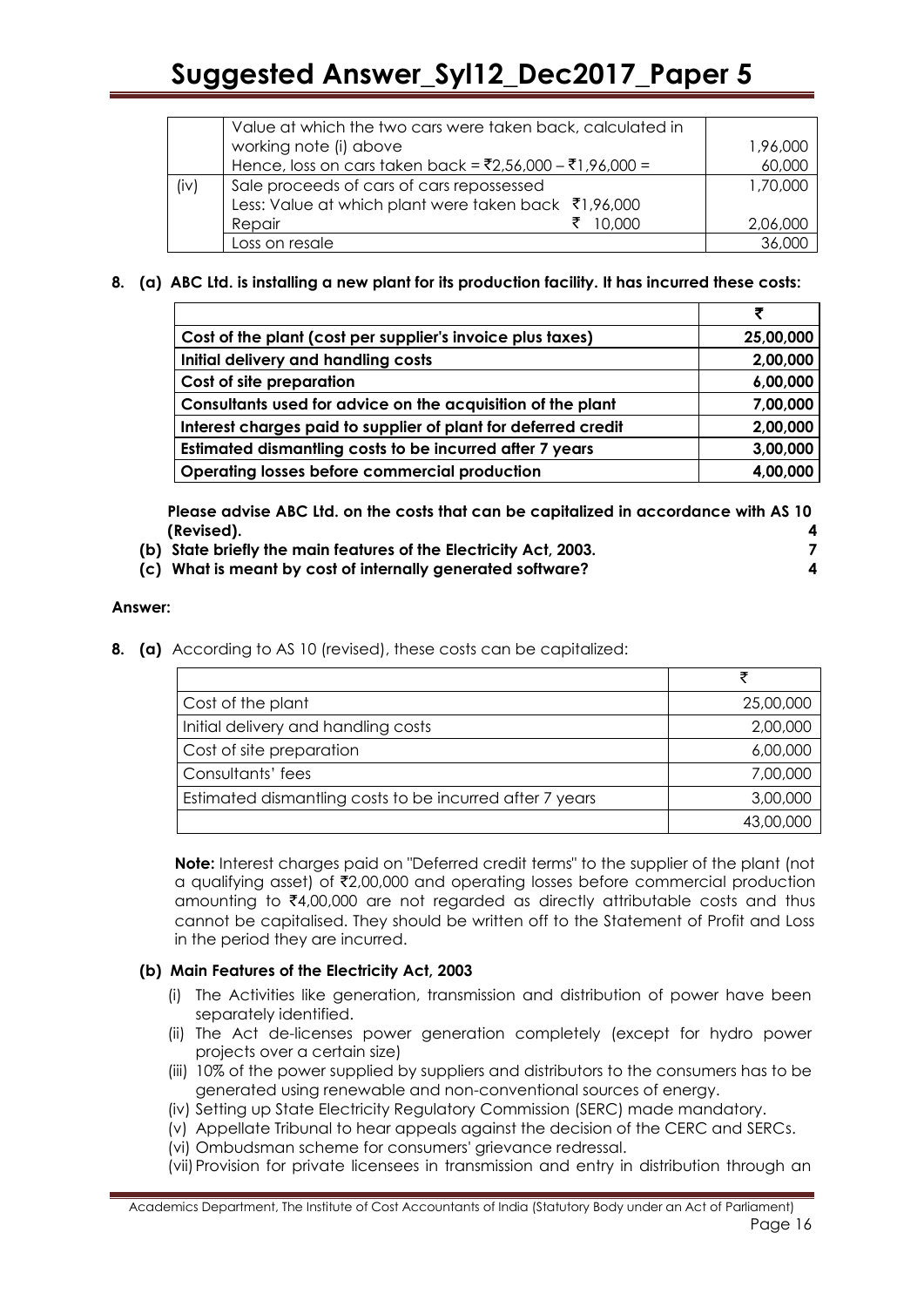| | | |
|---|---|---|
| | Value at which the two cars were taken back, calculated in working note (i) above | 1,96,000 |
| | Hence, loss on cars taken back = ₹2,56,000 – ₹1,96,000 = | 60,000 |
| (iv) | Sale proceeds of cars of cars repossessed | 1,70,000 |
| | Less: Value at which plant were taken back ₹1,96,000<br>Repair ₹ 10,000 | 2,06,000 |
| | Loss on resale | 36,000 |

**8. (a) ABC Ltd. is installing a new plant for its production facility. It has incurred these costs:**

| | ₹ |
|---|---|
| **Cost of the plant (cost per supplier's invoice plus taxes)** | **25,00,000** |
| **Initial delivery and handling costs** | **2,00,000** |
| **Cost of site preparation** | **6,00,000** |
| **Consultants used for advice on the acquisition of the plant** | **7,00,000** |
| **Interest charges paid to supplier of plant for deferred credit** | **2,00,000** |
| **Estimated dismantling costs to be incurred after 7 years** | **3,00,000** |
| **Operating losses before commercial production** | **4,00,000** |

**Please advise ABC Ltd. on the costs that can be capitalized in accordance with AS 10 (Revised).** **4**

**(b) State briefly the main features of the Electricity Act, 2003.** **7**

**(c) What is meant by cost of internally generated software?** **4**

**Answer:**

**8. (a)** According to AS 10 (revised), these costs can be capitalized:

| | ₹ |
|---|---|
| Cost of the plant | 25,00,000 |
| Initial delivery and handling costs | 2,00,000 |
| Cost of site preparation | 6,00,000 |
| Consultants' fees | 7,00,000 |
| Estimated dismantling costs to be incurred after 7 years | 3,00,000 |
| | 43,00,000 |

**Note:** Interest charges paid on "Deferred credit terms" to the supplier of the plant (not a qualifying asset) of ₹2,00,000 and operating losses before commercial production amounting to ₹4,00,000 are not regarded as directly attributable costs and thus cannot be capitalised. They should be written off to the Statement of Profit and Loss in the period they are incurred.

**(b) Main Features of the Electricity Act, 2003**

(i) The Activities like generation, transmission and distribution of power have been separately identified.

(ii) The Act de-licenses power generation completely (except for hydro power projects over a certain size)

(iii) 10% of the power supplied by suppliers and distributors to the consumers has to be generated using renewable and non-conventional sources of energy.

(iv) Setting up State Electricity Regulatory Commission (SERC) made mandatory.

(v) Appellate Tribunal to hear appeals against the decision of the CERC and SERCs.

(vi) Ombudsman scheme for consumers' grievance redressal.

(vii) Provision for private licensees in transmission and entry in distribution through an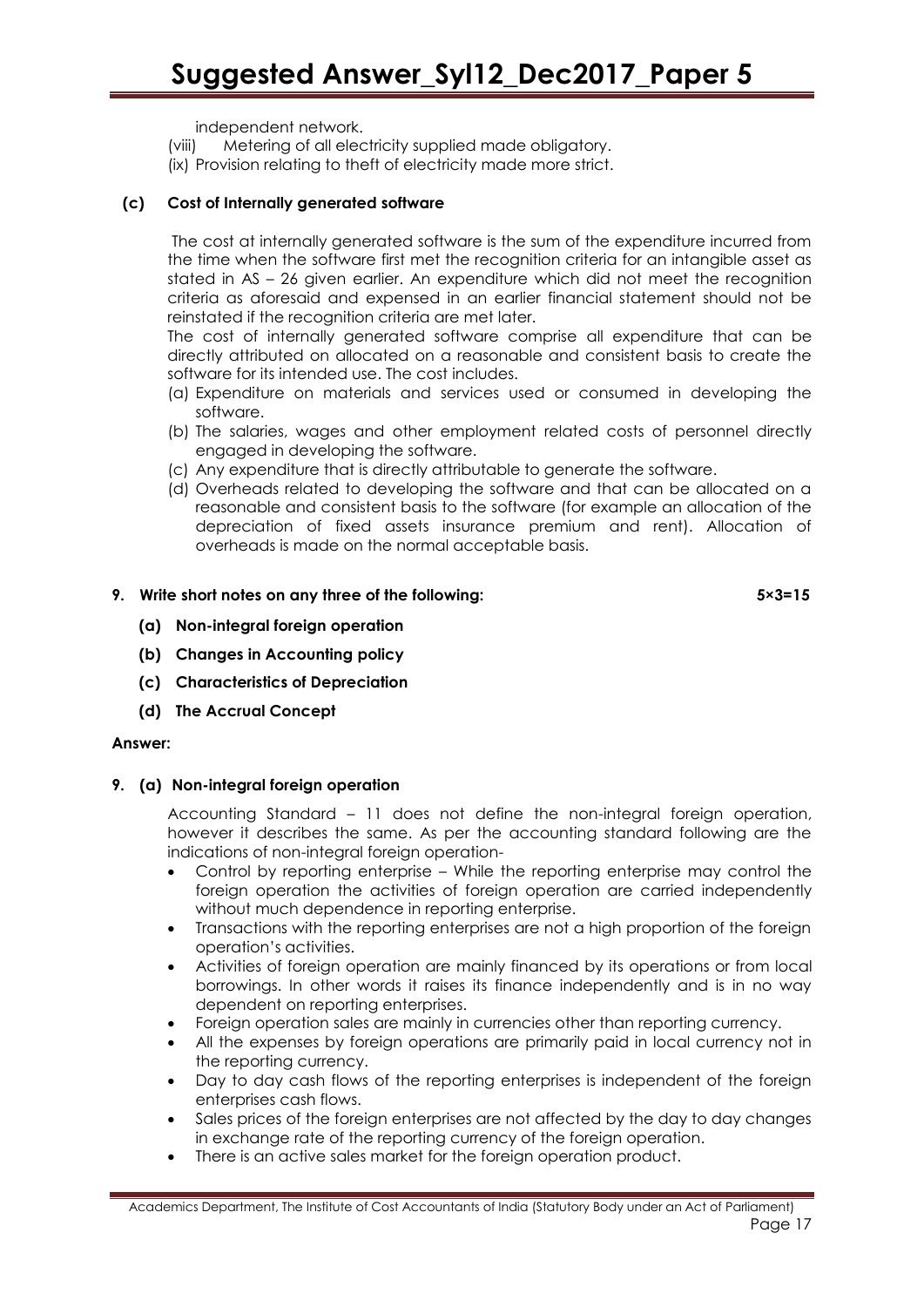independent network.

(viii) Metering of all electricity supplied made obligatory.

(ix) Provision relating to theft of electricity made more strict.

**(c) Cost of Internally generated software**

The cost at internally generated software is the sum of the expenditure incurred from the time when the software first met the recognition criteria for an intangible asset as stated in AS – 26 given earlier. An expenditure which did not meet the recognition criteria as aforesaid and expensed in an earlier financial statement should not be reinstated if the recognition criteria are met later.

The cost of internally generated software comprise all expenditure that can be directly attributed on allocated on a reasonable and consistent basis to create the software for its intended use. The cost includes.

(a) Expenditure on materials and services used or consumed in developing the software.

(b) The salaries, wages and other employment related costs of personnel directly engaged in developing the software.

(c) Any expenditure that is directly attributable to generate the software.

(d) Overheads related to developing the software and that can be allocated on a reasonable and consistent basis to the software (for example an allocation of the depreciation of fixed assets insurance premium and rent). Allocation of overheads is made on the normal acceptable basis.

**9. Write short notes on any three of the following: 5×3=15**

**(a) Non-integral foreign operation**

**(b) Changes in Accounting policy**

**(c) Characteristics of Depreciation**

**(d) The Accrual Concept**

**Answer:**

**9. (a) Non-integral foreign operation**

Accounting Standard – 11 does not define the non-integral foreign operation, however it describes the same. As per the accounting standard following are the indications of non-integral foreign operation-

- Control by reporting enterprise – While the reporting enterprise may control the foreign operation the activities of foreign operation are carried independently without much dependence in reporting enterprise.
- Transactions with the reporting enterprises are not a high proportion of the foreign operation's activities.
- Activities of foreign operation are mainly financed by its operations or from local borrowings. In other words it raises its finance independently and is in no way dependent on reporting enterprises.
- Foreign operation sales are mainly in currencies other than reporting currency.
- All the expenses by foreign operations are primarily paid in local currency not in the reporting currency.
- Day to day cash flows of the reporting enterprises is independent of the foreign enterprises cash flows.
- Sales prices of the foreign enterprises are not affected by the day to day changes in exchange rate of the reporting currency of the foreign operation.
- There is an active sales market for the foreign operation product.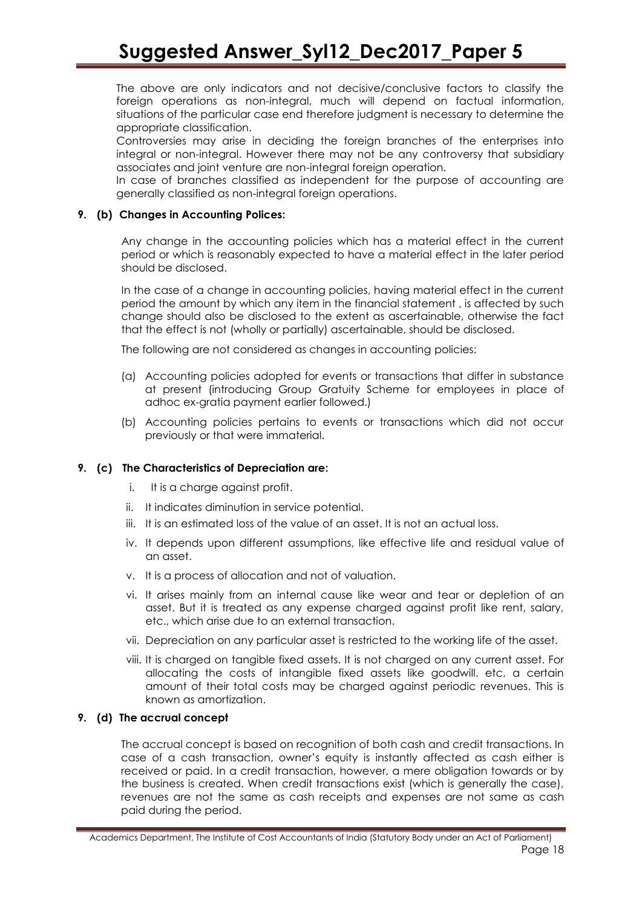The above are only indicators and not decisive/conclusive factors to classify the foreign operations as non-integral, much will depend on factual information, situations of the particular case end therefore judgment is necessary to determine the appropriate classification.

Controversies may arise in deciding the foreign branches of the enterprises into integral or non-integral. However there may not be any controversy that subsidiary associates and joint venture are non-integral foreign operation.

In case of branches classified as independent for the purpose of accounting are generally classified as non-integral foreign operations.

**9. (b) Changes in Accounting Polices:**

Any change in the accounting policies which has a material effect in the current period or which is reasonably expected to have a material effect in the later period should be disclosed.

In the case of a change in accounting policies, having material effect in the current period the amount by which any item in the financial statement , is affected by such change should also be disclosed to the extent as ascertainable, otherwise the fact that the effect is not (wholly or partially) ascertainable, should be disclosed.

The following are not considered as changes in accounting policies:

(a) Accounting policies adopted for events or transactions that differ in substance at present (introducing Group Gratuity Scheme for employees in place of adhoc ex-gratia payment earlier followed.)

(b) Accounting policies pertains to events or transactions which did not occur previously or that were immaterial.

**9. (c) The Characteristics of Depreciation are:**

i. It is a charge against profit.

ii. It indicates diminution in service potential.

iii. It is an estimated loss of the value of an asset. It is not an actual loss.

iv. It depends upon different assumptions, like effective life and residual value of an asset.

v. It is a process of allocation and not of valuation.

vi. It arises mainly from an internal cause like wear and tear or depletion of an asset. But it is treated as any expense charged against profit like rent, salary, etc., which arise due to an external transaction.

vii. Depreciation on any particular asset is restricted to the working life of the asset.

viii. It is charged on tangible fixed assets. It is not charged on any current asset. For allocating the costs of intangible fixed assets like goodwill. etc, a certain amount of their total costs may be charged against periodic revenues. This is known as amortization.

**9. (d) The accrual concept**

The accrual concept is based on recognition of both cash and credit transactions. In case of a cash transaction, owner's equity is instantly affected as cash either is received or paid. In a credit transaction, however, a mere obligation towards or by the business is created. When credit transactions exist (which is generally the case), revenues are not the same as cash receipts and expenses are not same as cash paid during the period.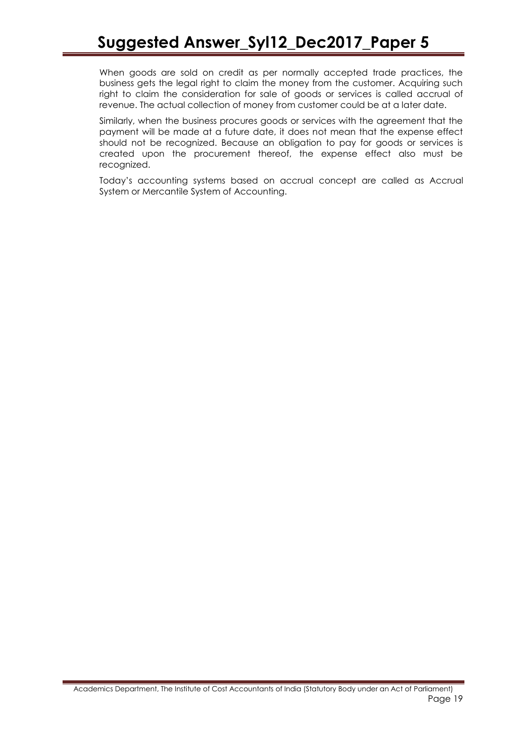When goods are sold on credit as per normally accepted trade practices, the business gets the legal right to claim the money from the customer. Acquiring such right to claim the consideration for sale of goods or services is called accrual of revenue. The actual collection of money from customer could be at a later date.

Similarly, when the business procures goods or services with the agreement that the payment will be made at a future date, it does not mean that the expense effect should not be recognized. Because an obligation to pay for goods or services is created upon the procurement thereof, the expense effect also must be recognized.

Today's accounting systems based on accrual concept are called as Accrual System or Mercantile System of Accounting.